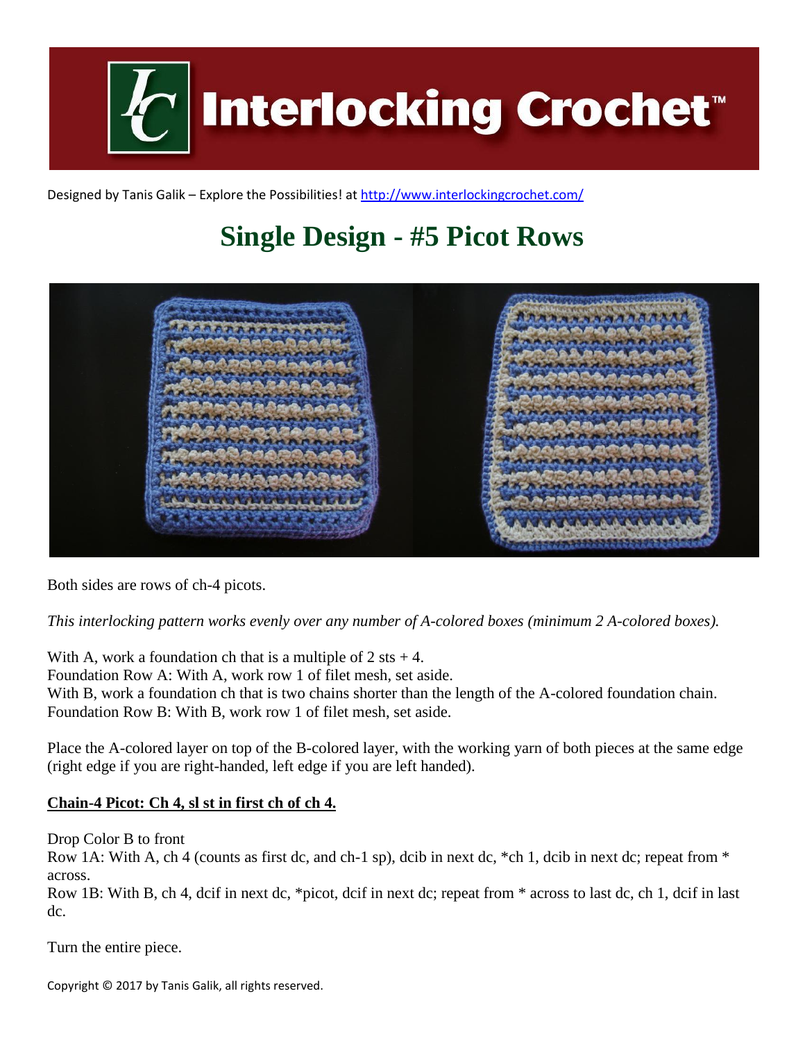Designed by Tanis Galik – Explore the Possibilities! at http://www.interlockingcrochet.com/

# Single Design - #5 Picot Rows

Both sides are rows of ch-4 picots.

*This interlocking pattern works evenly over any number of A-colored boxes (minimum 2 A-colored boxes).*

With A, work a foundation ch that is a multiple of 2 sts + 4.
Foundation Row A: With A, work row 1 of filet mesh, set aside.
With B, work a foundation ch that is two chains shorter than the length of the A-colored foundation chain.
Foundation Row B: With B, work row 1 of filet mesh, set aside.

Place the A-colored layer on top of the B-colored layer, with the working yarn of both pieces at the same edge (right edge if you are right-handed, left edge if you are left handed).

**Chain-4 Picot: Ch 4, sl st in first ch of ch 4.**

Drop Color B to front
Row 1A: With A, ch 4 (counts as first dc, and ch-1 sp), dcib in next dc, *ch 1, dcib in next dc; repeat from * across.
Row 1B: With B, ch 4, dcif in next dc, *picot, dcif in next dc; repeat from * across to last dc, ch 1, dcif in last dc.

Turn the entire piece.

Copyright © 2017 by Tanis Galik, all rights reserved.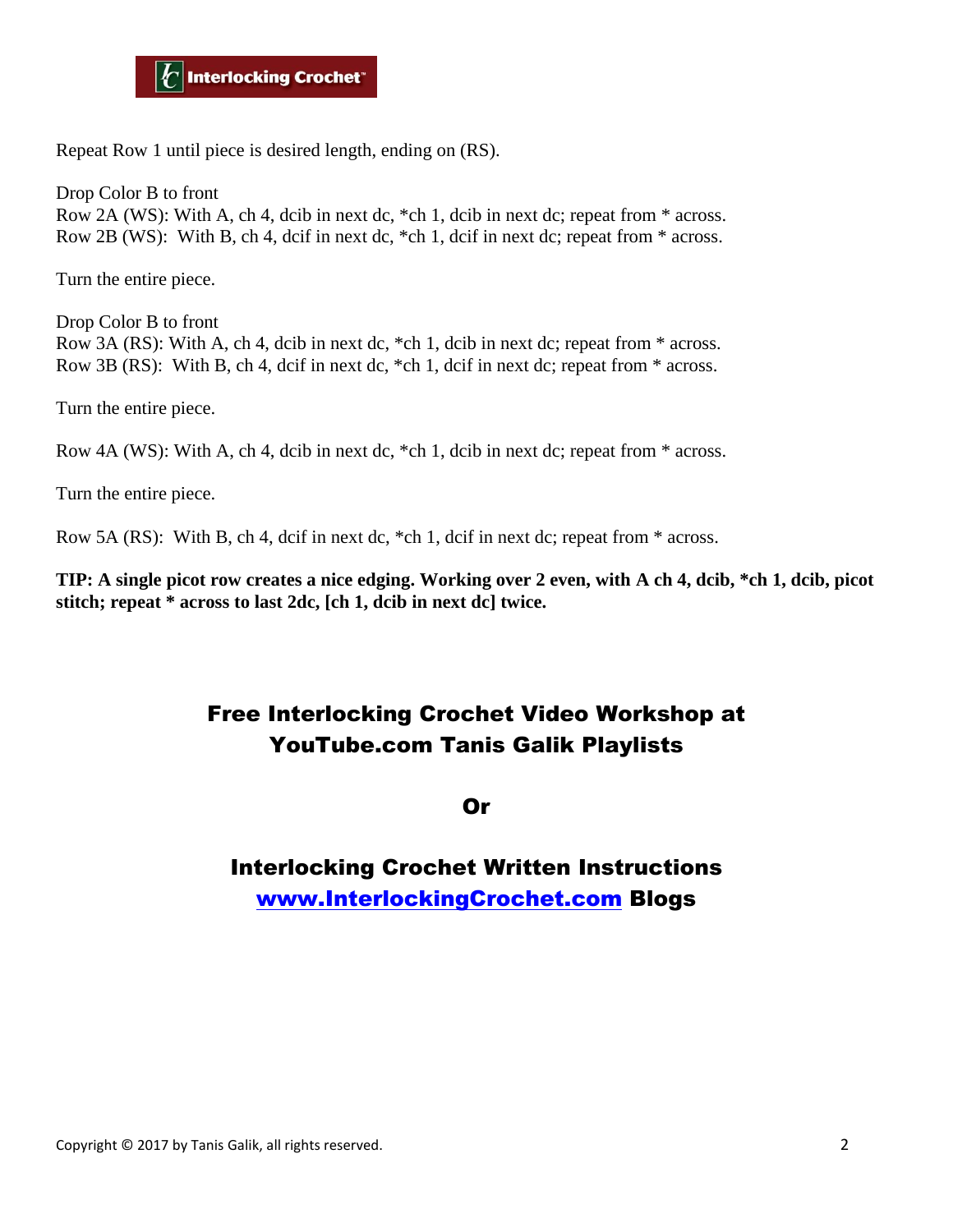Repeat Row 1 until piece is desired length, ending on (RS).

Drop Color B to front
Row 2A (WS): With A, ch 4, dcib in next dc, *ch 1, dcib in next dc; repeat from * across.
Row 2B (WS): With B, ch 4, dcif in next dc, *ch 1, dcif in next dc; repeat from * across.

Turn the entire piece.

Drop Color B to front
Row 3A (RS): With A, ch 4, dcib in next dc, *ch 1, dcib in next dc; repeat from * across.
Row 3B (RS): With B, ch 4, dcif in next dc, *ch 1, dcif in next dc; repeat from * across.

Turn the entire piece.

Row 4A (WS): With A, ch 4, dcib in next dc, *ch 1, dcib in next dc; repeat from * across.

Turn the entire piece.

Row 5A (RS): With B, ch 4, dcif in next dc, *ch 1, dcif in next dc; repeat from * across.

**TIP: A single picot row creates a nice edging. Working over 2 even, with A ch 4, dcib, *ch 1, dcib, picot stitch; repeat * across to last 2dc, [ch 1, dcib in next dc] twice.**

## Free Interlocking Crochet Video Workshop at YouTube.com Tanis Galik Playlists

## Or

## Interlocking Crochet Written Instructions [www.InterlockingCrochet.com](http://www.InterlockingCrochet.com) Blogs

Copyright © 2017 by Tanis Galik, all rights reserved.